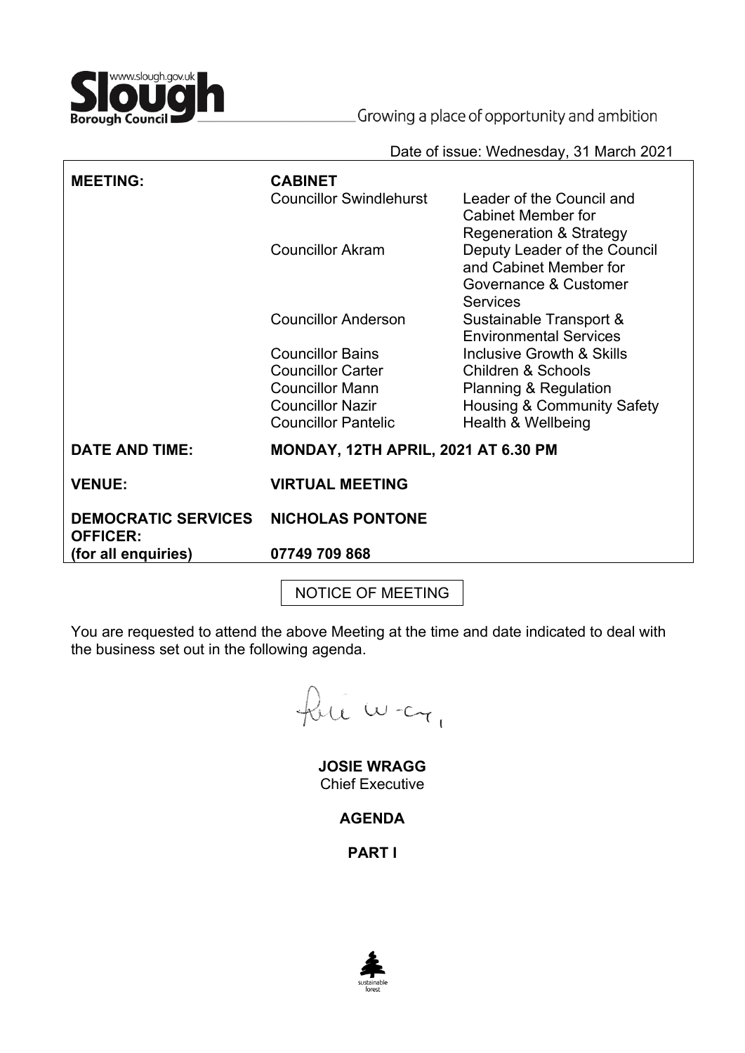Slough Borough Council — www.slough.gov.uk

Growing a place of opportunity and ambition

Date of issue: Wednesday, 31 March 2021

| | | |
|---|---|---|
| **MEETING:** | **CABINET** | |
| | Councillor Swindlehurst | Leader of the Council and Cabinet Member for Regeneration & Strategy |
| | Councillor Akram | Deputy Leader of the Council and Cabinet Member for Governance & Customer Services |
| | Councillor Anderson | Sustainable Transport & Environmental Services |
| | Councillor Bains | Inclusive Growth & Skills |
| | Councillor Carter | Children & Schools |
| | Councillor Mann | Planning & Regulation |
| | Councillor Nazir | Housing & Community Safety |
| | Councillor Pantelic | Health & Wellbeing |
| **DATE AND TIME:** | **MONDAY, 12TH APRIL, 2021 AT 6.30 PM** | |
| **VENUE:** | **VIRTUAL MEETING** | |
| **DEMOCRATIC SERVICES OFFICER:** | **NICHOLAS PONTONE** | |
| **(for all enquiries)** | **07749 709 868** | |

NOTICE OF MEETING

You are requested to attend the above Meeting at the time and date indicated to deal with the business set out in the following agenda.

**JOSIE WRAGG**
Chief Executive

**AGENDA**

**PART I**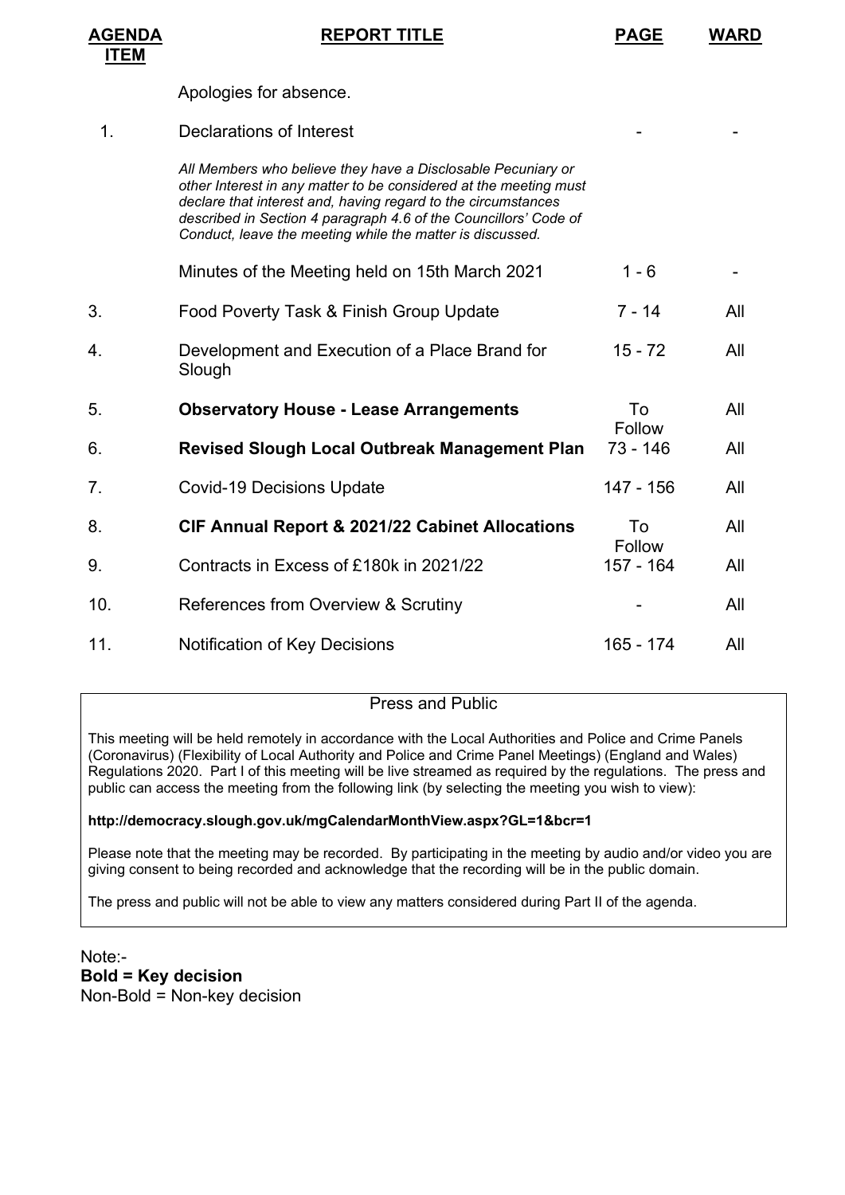| AGENDA ITEM | REPORT TITLE | PAGE | WARD |
|---|---|---|---|
| | Apologies for absence. | | |
| 1. | Declarations of Interest | - | - |
| | *All Members who believe they have a Disclosable Pecuniary or other Interest in any matter to be considered at the meeting must declare that interest and, having regard to the circumstances described in Section 4 paragraph 4.6 of the Councillors' Code of Conduct, leave the meeting while the matter is discussed.* | | |
| | Minutes of the Meeting held on 15th March 2021 | 1 - 6 | - |
| 3. | Food Poverty Task & Finish Group Update | 7 - 14 | All |
| 4. | Development and Execution of a Place Brand for Slough | 15 - 72 | All |
| 5. | **Observatory House - Lease Arrangements** | To Follow | All |
| 6. | **Revised Slough Local Outbreak Management Plan** | 73 - 146 | All |
| 7. | Covid-19 Decisions Update | 147 - 156 | All |
| 8. | **CIF Annual Report & 2021/22 Cabinet Allocations** | To Follow | All |
| 9. | Contracts in Excess of £180k in 2021/22 | 157 - 164 | All |
| 10. | References from Overview & Scrutiny | - | All |
| 11. | Notification of Key Decisions | 165 - 174 | All |

## Press and Public

This meeting will be held remotely in accordance with the Local Authorities and Police and Crime Panels (Coronavirus) (Flexibility of Local Authority and Police and Crime Panel Meetings) (England and Wales) Regulations 2020. Part I of this meeting will be live streamed as required by the regulations. The press and public can access the meeting from the following link (by selecting the meeting you wish to view):

**http://democracy.slough.gov.uk/mgCalendarMonthView.aspx?GL=1&bcr=1**

Please note that the meeting may be recorded. By participating in the meeting by audio and/or video you are giving consent to being recorded and acknowledge that the recording will be in the public domain.

The press and public will not be able to view any matters considered during Part II of the agenda.

Note:-
**Bold = Key decision**
Non-Bold = Non-key decision